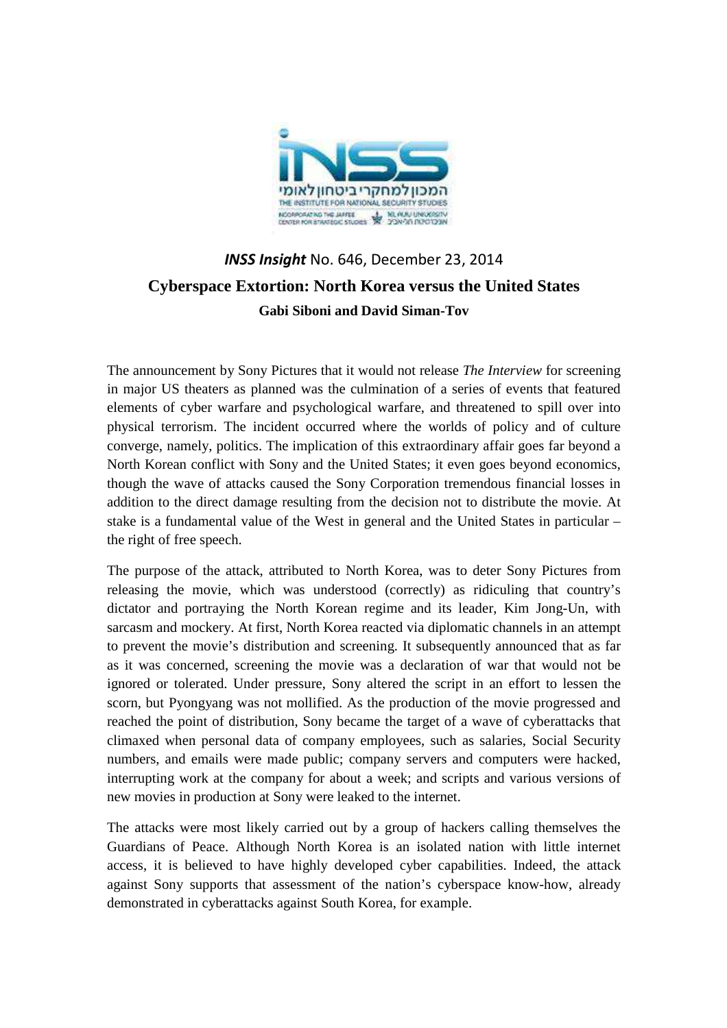*INSS Insight* No. 646, December 23, 2014

# Cyberspace Extortion: North Korea versus the United States

**Gabi Siboni and David Siman-Tov**

The announcement by Sony Pictures that it would not release *The Interview* for screening in major US theaters as planned was the culmination of a series of events that featured elements of cyber warfare and psychological warfare, and threatened to spill over into physical terrorism. The incident occurred where the worlds of policy and of culture converge, namely, politics. The implication of this extraordinary affair goes far beyond a North Korean conflict with Sony and the United States; it even goes beyond economics, though the wave of attacks caused the Sony Corporation tremendous financial losses in addition to the direct damage resulting from the decision not to distribute the movie. At stake is a fundamental value of the West in general and the United States in particular – the right of free speech.

The purpose of the attack, attributed to North Korea, was to deter Sony Pictures from releasing the movie, which was understood (correctly) as ridiculing that country's dictator and portraying the North Korean regime and its leader, Kim Jong-Un, with sarcasm and mockery. At first, North Korea reacted via diplomatic channels in an attempt to prevent the movie's distribution and screening. It subsequently announced that as far as it was concerned, screening the movie was a declaration of war that would not be ignored or tolerated. Under pressure, Sony altered the script in an effort to lessen the scorn, but Pyongyang was not mollified. As the production of the movie progressed and reached the point of distribution, Sony became the target of a wave of cyberattacks that climaxed when personal data of company employees, such as salaries, Social Security numbers, and emails were made public; company servers and computers were hacked, interrupting work at the company for about a week; and scripts and various versions of new movies in production at Sony were leaked to the internet.

The attacks were most likely carried out by a group of hackers calling themselves the Guardians of Peace. Although North Korea is an isolated nation with little internet access, it is believed to have highly developed cyber capabilities. Indeed, the attack against Sony supports that assessment of the nation's cyberspace know-how, already demonstrated in cyberattacks against South Korea, for example.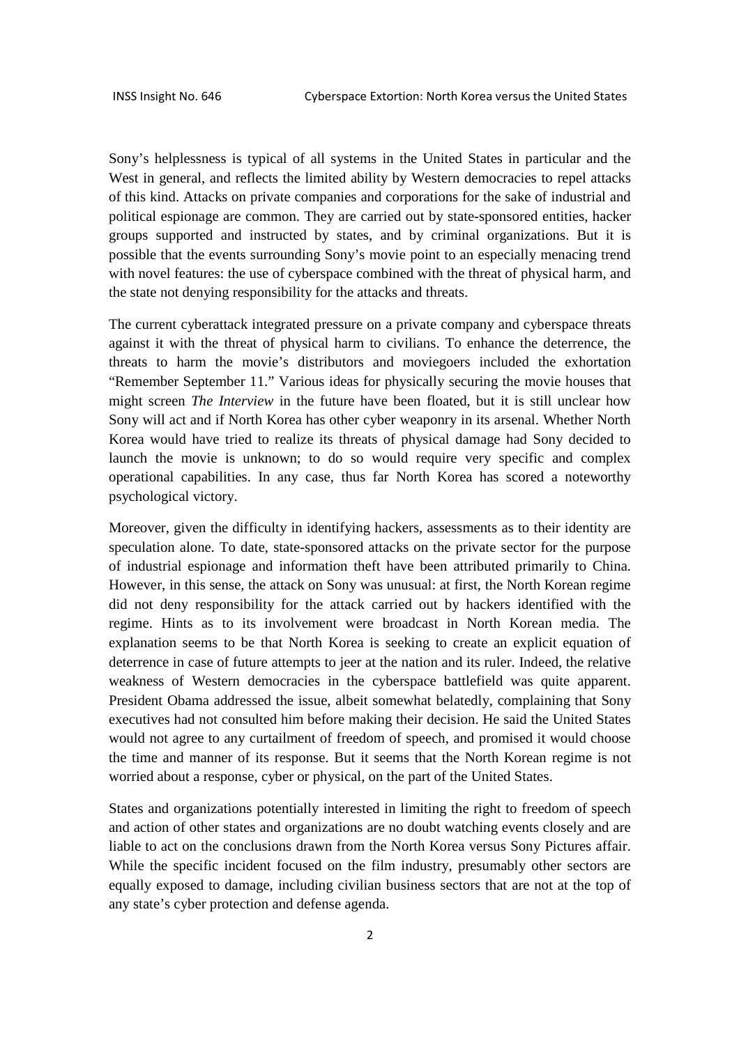Sony's helplessness is typical of all systems in the United States in particular and the West in general, and reflects the limited ability by Western democracies to repel attacks of this kind. Attacks on private companies and corporations for the sake of industrial and political espionage are common. They are carried out by state-sponsored entities, hacker groups supported and instructed by states, and by criminal organizations. But it is possible that the events surrounding Sony's movie point to an especially menacing trend with novel features: the use of cyberspace combined with the threat of physical harm, and the state not denying responsibility for the attacks and threats.

The current cyberattack integrated pressure on a private company and cyberspace threats against it with the threat of physical harm to civilians. To enhance the deterrence, the threats to harm the movie's distributors and moviegoers included the exhortation "Remember September 11." Various ideas for physically securing the movie houses that might screen *The Interview* in the future have been floated, but it is still unclear how Sony will act and if North Korea has other cyber weaponry in its arsenal. Whether North Korea would have tried to realize its threats of physical damage had Sony decided to launch the movie is unknown; to do so would require very specific and complex operational capabilities. In any case, thus far North Korea has scored a noteworthy psychological victory.

Moreover, given the difficulty in identifying hackers, assessments as to their identity are speculation alone. To date, state-sponsored attacks on the private sector for the purpose of industrial espionage and information theft have been attributed primarily to China. However, in this sense, the attack on Sony was unusual: at first, the North Korean regime did not deny responsibility for the attack carried out by hackers identified with the regime. Hints as to its involvement were broadcast in North Korean media. The explanation seems to be that North Korea is seeking to create an explicit equation of deterrence in case of future attempts to jeer at the nation and its ruler. Indeed, the relative weakness of Western democracies in the cyberspace battlefield was quite apparent. President Obama addressed the issue, albeit somewhat belatedly, complaining that Sony executives had not consulted him before making their decision. He said the United States would not agree to any curtailment of freedom of speech, and promised it would choose the time and manner of its response. But it seems that the North Korean regime is not worried about a response, cyber or physical, on the part of the United States.

States and organizations potentially interested in limiting the right to freedom of speech and action of other states and organizations are no doubt watching events closely and are liable to act on the conclusions drawn from the North Korea versus Sony Pictures affair. While the specific incident focused on the film industry, presumably other sectors are equally exposed to damage, including civilian business sectors that are not at the top of any state's cyber protection and defense agenda.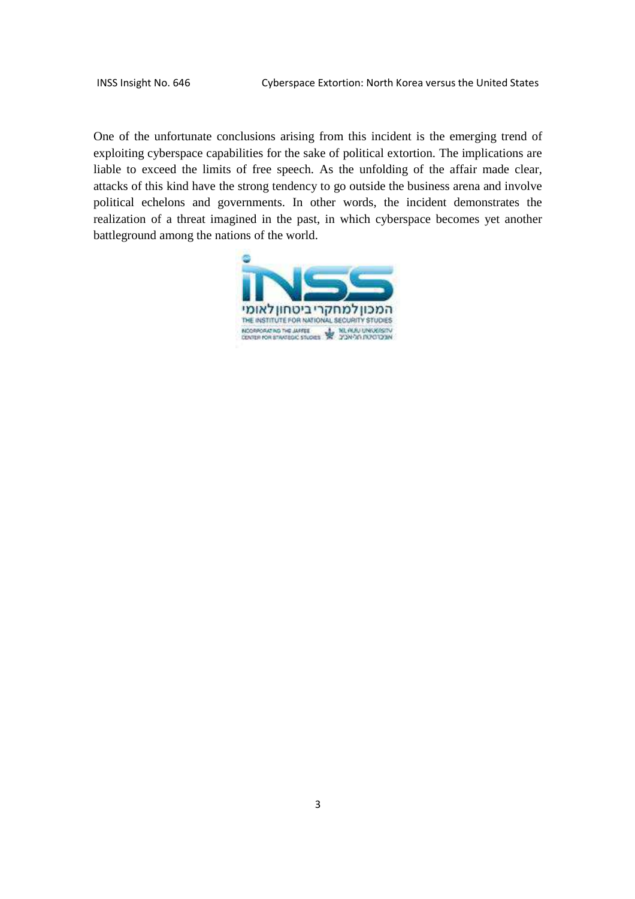One of the unfortunate conclusions arising from this incident is the emerging trend of exploiting cyberspace capabilities for the sake of political extortion. The implications are liable to exceed the limits of free speech. As the unfolding of the affair made clear, attacks of this kind have the strong tendency to go outside the business arena and involve political echelons and governments. In other words, the incident demonstrates the realization of a threat imagined in the past, in which cyberspace becomes yet another battleground among the nations of the world.